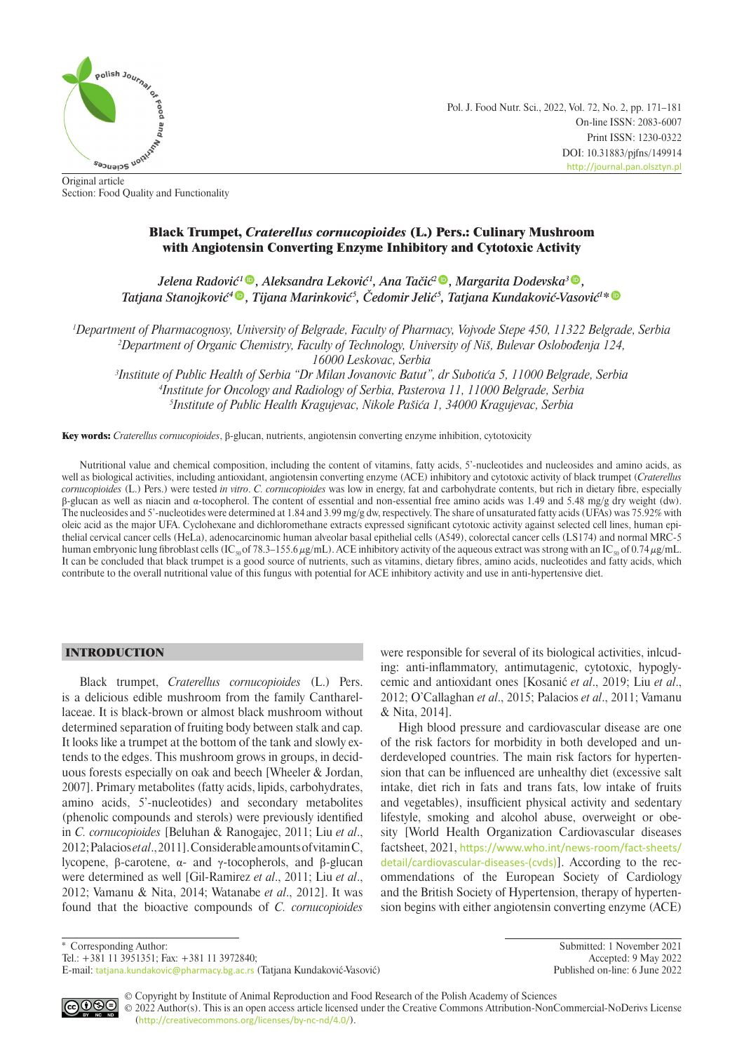Original article
Section: Food Quality and Functionality

# Black Trumpet, *Craterellus cornucopioides* (L.) Pers.: Culinary Mushroom with Angiotensin Converting Enzyme Inhibitory and Cytotoxic Activity

*Jelena Radović[1], Aleksandra Leković[1], Ana Tačić[2], Margarita Dodevska[3], Tatjana Stanojković[4], Tijana Marinković[5], Čedomir Jelić[5], Tatjana Kundaković-Vasović[1]\**

[1]Department of Pharmacognosy, University of Belgrade, Faculty of Pharmacy, Vojvode Stepe 450, 11322 Belgrade, Serbia
[2]Department of Organic Chemistry, Faculty of Technology, University of Niš, Bulevar Oslobođenja 124, 16000 Leskovac, Serbia
[3]Institute of Public Health of Serbia "Dr Milan Jovanovic Batut", dr Subotića 5, 11000 Belgrade, Serbia
[4]Institute for Oncology and Radiology of Serbia, Pasterova 11, 11000 Belgrade, Serbia
[5]Institute of Public Health Kragujevac, Nikole Pašića 1, 34000 Kragujevac, Serbia

**Key words:** *Craterellus cornucopioides*, β-glucan, nutrients, angiotensin converting enzyme inhibition, cytotoxicity

Nutritional value and chemical composition, including the content of vitamins, fatty acids, 5'-nucleotides and nucleosides and amino acids, as well as biological activities, including antioxidant, angiotensin converting enzyme (ACE) inhibitory and cytotoxic activity of black trumpet (*Craterellus cornucopioides* (L.) Pers.) were tested *in vitro*. *C. cornucopioides* was low in energy, fat and carbohydrate contents, but rich in dietary fibre, especially β-glucan as well as niacin and α-tocopherol. The content of essential and non-essential free amino acids was 1.49 and 5.48 mg/g dry weight (dw). The nucleosides and 5'-nucleotides were determined at 1.84 and 3.99 mg/g dw, respectively. The share of unsaturated fatty acids (UFAs) was 75.92% with oleic acid as the major UFA. Cyclohexane and dichloromethane extracts expressed significant cytotoxic activity against selected cell lines, human epithelial cervical cancer cells (HeLa), adenocarcinoma human alveolar basal epithelial cells (A549), colorectal cancer cells (LS174) and normal MRC-5 human embryonic lung fibroblast cells ($IC_{50}$ of 78.3–155.6 μg/mL). ACE inhibitory activity of the aqueous extract was strong with an $IC_{50}$ of 0.74 μg/mL. It can be concluded that black trumpet is a good source of nutrients, such as vitamins, dietary fibres, amino acids, nucleotides and fatty acids, which contribute to the overall nutritional value of this fungus with potential for ACE inhibitory activity and use in anti-hypertensive diet.

## INTRODUCTION

Black trumpet, *Craterellus cornucopioides* (L.) Pers. is a delicious edible mushroom from the family Cantharellaceae. It is black-brown or almost black mushroom without determined separation of fruiting body between stalk and cap. It looks like a trumpet at the bottom of the tank and slowly extends to the edges. This mushroom grows in groups, in deciduous forests especially on oak and beech [Wheeler & Jordan, 2007]. Primary metabolites (fatty acids, lipids, carbohydrates, amino acids, 5'-nucleotides) and secondary metabolites (phenolic compounds and sterols) were previously identified in *C. cornucopioides* [Beluhan & Ranogajec, 2011; Liu *et al*., 2012; Palacios *et al*., 2011]. Considerable amounts of vitamin C, lycopene, β-carotene, α- and γ-tocopherols, and β-glucan were determined as well [Gil-Ramirez *et al*., 2011; Liu *et al*., 2012; Vamanu & Nita, 2014; Watanabe *et al*., 2012]. It was found that the bioactive compounds of *C. cornucopioides* were responsible for several of its biological activities, inlcuding: anti-inflammatory, antimutagenic, cytotoxic, hypoglycemic and antioxidant ones [Kosanić *et al*., 2019; Liu *et al*., 2012; O'Callaghan *et al*., 2015; Palacios *et al*., 2011; Vamanu & Nita, 2014].

High blood pressure and cardiovascular disease are one of the risk factors for morbidity in both developed and underdeveloped countries. The main risk factors for hypertension that can be influenced are unhealthy diet (excessive salt intake, diet rich in fats and trans fats, low intake of fruits and vegetables), insufficient physical activity and sedentary lifestyle, smoking and alcohol abuse, overweight or obesity [World Health Organization Cardiovascular diseases factsheet, 2021, https://www.who.int/news-room/fact-sheets/detail/cardiovascular-diseases-(cvds)]. According to the recommendations of the European Society of Cardiology and the British Society of Hypertension, therapy of hypertension begins with either angiotensin converting enzyme (ACE)

\* Corresponding Author:
Tel.: +381 11 3951351; Fax: +381 11 3972840;
E-mail: tatjana.kundakovic@pharmacy.bg.ac.rs (Tatjana Kundaković-Vasović)

Submitted: 1 November 2021
Accepted: 9 May 2022
Published on-line: 6 June 2022

© Copyright by Institute of Animal Reproduction and Food Research of the Polish Academy of Sciences
© 2022 Author(s). This is an open access article licensed under the Creative Commons Attribution-NonCommercial-NoDerivs License (http://creativecommons.org/licenses/by-nc-nd/4.0/).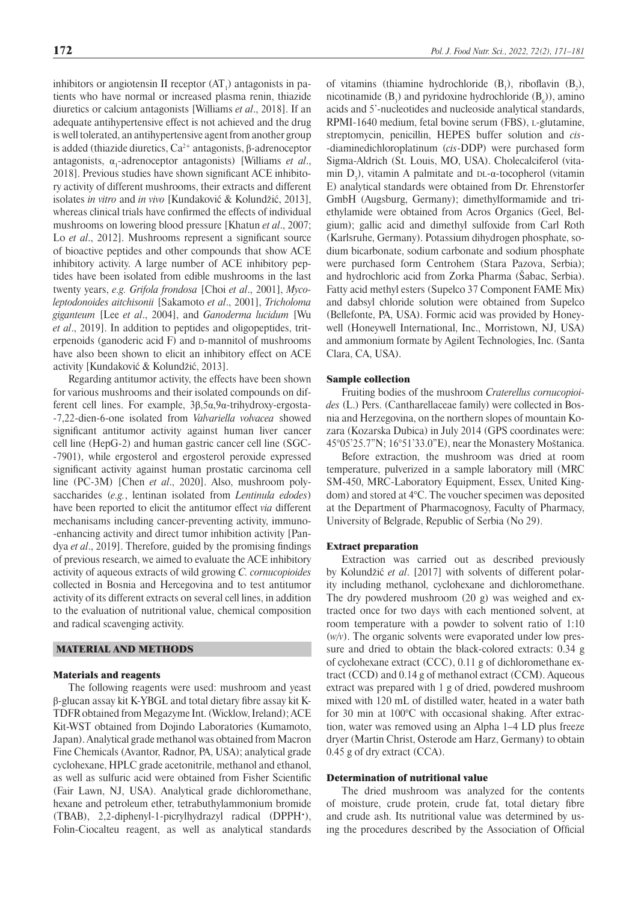inhibitors or angiotensin II receptor ($AT_1$) antagonists in patients who have normal or increased plasma renin, thiazide diuretics or calcium antagonists [Williams *et al*., 2018]. If an adequate antihypertensive effect is not achieved and the drug is well tolerated, an antihypertensive agent from another group is added (thiazide diuretics, $Ca^{2+}$ antagonists, β-adrenoceptor antagonists, $\alpha_1$-adrenoceptor antagonists) [Williams *et al*., 2018]. Previous studies have shown significant ACE inhibitory activity of different mushrooms, their extracts and different isolates *in vitro* and *in vivo* [Kundaković & Kolundžić, 2013], whereas clinical trials have confirmed the effects of individual mushrooms on lowering blood pressure [Khatun *et al*., 2007; Lo *et al*., 2012]. Mushrooms represent a significant source of bioactive peptides and other compounds that show ACE inhibitory activity. A large number of ACE inhibitory peptides have been isolated from edible mushrooms in the last twenty years, *e.g. Grifola frondosa* [Choi *et al*., 2001], *Mycoleptodonoides aitchisonii* [Sakamoto *et al*., 2001], *Tricholoma giganteum* [Lee *et al*., 2004], and *Ganoderma lucidum* [Wu *et al*., 2019]. In addition to peptides and oligopeptides, triterpenoids (ganoderic acid F) and D-mannitol of mushrooms have also been shown to elicit an inhibitory effect on ACE activity [Kundaković & Kolundžić, 2013].

Regarding antitumor activity, the effects have been shown for various mushrooms and their isolated compounds on different cell lines. For example, 3β,5α,9α-trihydroxy-ergosta-7,22-dien-6-one isolated from *Valvariella volvacea* showed significant antitumor activity against human liver cancer cell line (HepG-2) and human gastric cancer cell line (SGC-7901), while ergosterol and ergosterol peroxide expressed significant activity against human prostatic carcinoma cell line (PC-3M) [Chen *et al*., 2020]. Also, mushroom polysaccharides (*e.g.*, lentinan isolated from *Lentinula edodes*) have been reported to elicit the antitumor effect *via* different mechanisams including cancer-preventing activity, immuno-enhancing activity and direct tumor inhibition activity [Pandya *et al*., 2019]. Therefore, guided by the promising findings of previous research, we aimed to evaluate the ACE inhibitory activity of aqueous extracts of wild growing *C. cornucopioides* collected in Bosnia and Hercegovina and to test antitumor activity of its different extracts on several cell lines, in addition to the evaluation of nutritional value, chemical composition and radical scavenging activity.

## MATERIAL AND METHODS

### Materials and reagents

The following reagents were used: mushroom and yeast β-glucan assay kit K-YBGL and total dietary fibre assay kit K-TDFR obtained from Megazyme Int. (Wicklow, Ireland); ACE Kit-WST obtained from Dojindo Laboratories (Kumamoto, Japan). Analytical grade methanol was obtained from Macron Fine Chemicals (Avantor, Radnor, PA, USA); analytical grade cyclohexane, HPLC grade acetonitrile, methanol and ethanol, as well as sulfuric acid were obtained from Fisher Scientific (Fair Lawn, NJ, USA). Analytical grade dichloromethane, hexane and petroleum ether, tetrabuthylammonium bromide (TBAB), 2,2-diphenyl-1-picrylhydrazyl radical (DPPH•), Folin-Ciocalteu reagent, as well as analytical standards of vitamins (thiamine hydrochloride ($B_1$), riboflavin ($B_2$), nicotinamide ($B_3$) and pyridoxine hydrochloride ($B_6$)), amino acids and 5'-nucleotides and nucleoside analytical standards, RPMI-1640 medium, fetal bovine serum (FBS), L-glutamine, streptomycin, penicillin, HEPES buffer solution and *cis*-diaminedichloroplatinum (*cis*-DDP) were purchased form Sigma-Aldrich (St. Louis, MO, USA). Cholecalciferol (vitamin $D_3$), vitamin A palmitate and DL-α-tocopherol (vitamin E) analytical standards were obtained from Dr. Ehrenstorfer GmbH (Augsburg, Germany); dimethylformamide and triethylamide were obtained from Acros Organics (Geel, Belgium); gallic acid and dimethyl sulfoxide from Carl Roth (Karlsruhe, Germany). Potassium dihydrogen phosphate, sodium bicarbonate, sodium carbonate and sodium phosphate were purchased form Centrohem (Stara Pazova, Serbia); and hydrochloric acid from Zorka Pharma (Šabac, Serbia). Fatty acid methyl esters (Supelco 37 Component FAME Mix) and dabsyl chloride solution were obtained from Supelco (Bellefonte, PA, USA). Formic acid was provided by Honeywell (Honeywell International, Inc., Morristown, NJ, USA) and ammonium formate by Agilent Technologies, Inc. (Santa Clara, CA, USA).

### Sample collection

Fruiting bodies of the mushroom *Craterellus cornucopioides* (L.) Pers. (Cantharellaceae family) were collected in Bosnia and Herzegovina, on the northern slopes of mountain Kozara (Kozarska Dubica) in July 2014 (GPS coordinates were: 45°05'25.7"N; 16°51'33.0"E), near the Monastery Moštanica.

Before extraction, the mushroom was dried at room temperature, pulverized in a sample laboratory mill (MRC SM-450, MRC-Laboratory Equipment, Essex, United Kingdom) and stored at 4°C. The voucher specimen was deposited at the Department of Pharmacognosy, Faculty of Pharmacy, University of Belgrade, Republic of Serbia (No 29).

### Extract preparation

Extraction was carried out as described previously by Kolundžić *et al*. [2017] with solvents of different polarity including methanol, cyclohexane and dichloromethane. The dry powdered mushroom (20 g) was weighed and extracted once for two days with each mentioned solvent, at room temperature with a powder to solvent ratio of 1:10 (*w/v*). The organic solvents were evaporated under low pressure and dried to obtain the black-colored extracts: 0.34 g of cyclohexane extract (CCC), 0.11 g of dichloromethane extract (CCD) and 0.14 g of methanol extract (CCM). Aqueous extract was prepared with 1 g of dried, powdered mushroom mixed with 120 mL of distilled water, heated in a water bath for 30 min at 100°C with occasional shaking. After extraction, water was removed using an Alpha 1–4 LD plus freeze dryer (Martin Christ, Osterode am Harz, Germany) to obtain 0.45 g of dry extract (CCA).

### Determination of nutritional value

The dried mushroom was analyzed for the contents of moisture, crude protein, crude fat, total dietary fibre and crude ash. Its nutritional value was determined by using the procedures described by the Association of Official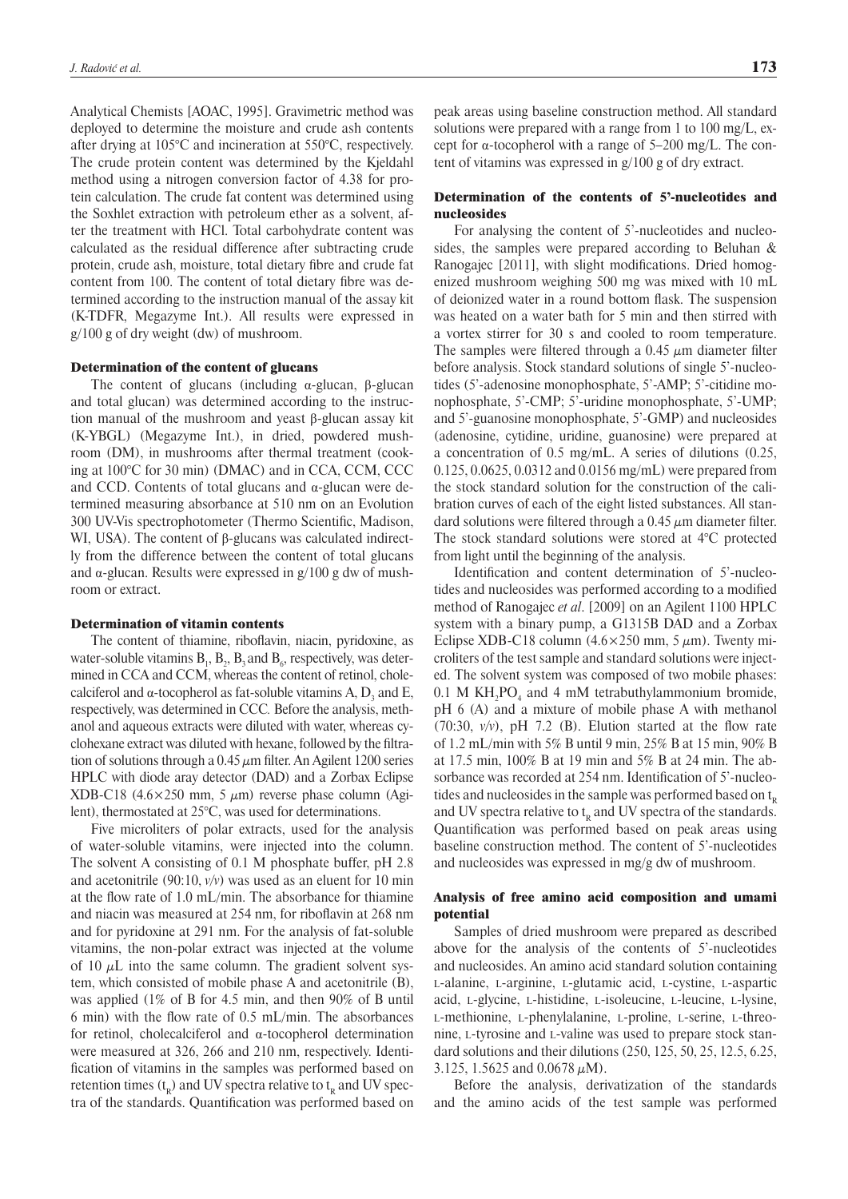Analytical Chemists [AOAC, 1995]. Gravimetric method was deployed to determine the moisture and crude ash contents after drying at 105°C and incineration at 550°C, respectively. The crude protein content was determined by the Kjeldahl method using a nitrogen conversion factor of 4.38 for protein calculation. The crude fat content was determined using the Soxhlet extraction with petroleum ether as a solvent, after the treatment with HCl. Total carbohydrate content was calculated as the residual difference after subtracting crude protein, crude ash, moisture, total dietary fibre and crude fat content from 100. The content of total dietary fibre was determined according to the instruction manual of the assay kit (K-TDFR, Megazyme Int.). All results were expressed in g/100 g of dry weight (dw) of mushroom.

### Determination of the content of glucans

The content of glucans (including α-glucan, β-glucan and total glucan) was determined according to the instruction manual of the mushroom and yeast β-glucan assay kit (K-YBGL) (Megazyme Int.), in dried, powdered mushroom (DM), in mushrooms after thermal treatment (cooking at 100°C for 30 min) (DMAC) and in CCA, CCM, CCC and CCD. Contents of total glucans and α-glucan were determined measuring absorbance at 510 nm on an Evolution 300 UV-Vis spectrophotometer (Thermo Scientific, Madison, WI, USA). The content of β-glucans was calculated indirectly from the difference between the content of total glucans and α-glucan. Results were expressed in g/100 g dw of mushroom or extract.

### Determination of vitamin contents

The content of thiamine, riboflavin, niacin, pyridoxine, as water-soluble vitamins $B_1$, $B_2$, $B_3$ and $B_6$, respectively, was determined in CCA and CCM, whereas the content of retinol, cholecalciferol and α-tocopherol as fat-soluble vitamins A, $D_3$ and E, respectively, was determined in CCC. Before the analysis, methanol and aqueous extracts were diluted with water, whereas cyclohexane extract was diluted with hexane, followed by the filtration of solutions through a 0.45 $\mu$m filter. An Agilent 1200 series HPLC with diode aray detector (DAD) and a Zorbax Eclipse XDB-C18 (4.6×250 mm, 5 $\mu$m) reverse phase column (Agilent), thermostated at 25°C, was used for determinations.

Five microliters of polar extracts, used for the analysis of water-soluble vitamins, were injected into the column. The solvent A consisting of 0.1 M phosphate buffer, pH 2.8 and acetonitrile (90:10, *v/v*) was used as an eluent for 10 min at the flow rate of 1.0 mL/min. The absorbance for thiamine and niacin was measured at 254 nm, for riboflavin at 268 nm and for pyridoxine at 291 nm. For the analysis of fat-soluble vitamins, the non-polar extract was injected at the volume of 10 $\mu$L into the same column. The gradient solvent system, which consisted of mobile phase A and acetonitrile (B), was applied (1% of B for 4.5 min, and then 90% of B until 6 min) with the flow rate of 0.5 mL/min. The absorbances for retinol, cholecalciferol and α-tocopherol determination were measured at 326, 266 and 210 nm, respectively. Identification of vitamins in the samples was performed based on retention times ($t_R$) and UV spectra relative to $t_R$ and UV spectra of the standards. Quantification was performed based on peak areas using baseline construction method. All standard solutions were prepared with a range from 1 to 100 mg/L, except for α-tocopherol with a range of 5–200 mg/L. The content of vitamins was expressed in g/100 g of dry extract.

### Determination of the contents of 5'-nucleotides and nucleosides

For analysing the content of 5'-nucleotides and nucleosides, the samples were prepared according to Beluhan & Ranogajec [2011], with slight modifications. Dried homogenized mushroom weighing 500 mg was mixed with 10 mL of deionized water in a round bottom flask. The suspension was heated on a water bath for 5 min and then stirred with a vortex stirrer for 30 s and cooled to room temperature. The samples were filtered through a 0.45 $\mu$m diameter filter before analysis. Stock standard solutions of single 5'-nucleotides (5'-adenosine monophosphate, 5'-AMP; 5'-citidine monophosphate, 5'-CMP; 5'-uridine monophosphate, 5'-UMP; and 5'-guanosine monophosphate, 5'-GMP) and nucleosides (adenosine, cytidine, uridine, guanosine) were prepared at a concentration of 0.5 mg/mL. A series of dilutions (0.25, 0.125, 0.0625, 0.0312 and 0.0156 mg/mL) were prepared from the stock standard solution for the construction of the calibration curves of each of the eight listed substances. All standard solutions were filtered through a 0.45 $\mu$m diameter filter. The stock standard solutions were stored at 4°C protected from light until the beginning of the analysis.

Identification and content determination of 5'-nucleotides and nucleosides was performed according to a modified method of Ranogajec *et al*. [2009] on an Agilent 1100 HPLC system with a binary pump, a G1315B DAD and a Zorbax Eclipse XDB-C18 column (4.6×250 mm, 5 $\mu$m). Twenty microliters of the test sample and standard solutions were injected. The solvent system was composed of two mobile phases: 0.1 M $KH_2PO_4$ and 4 mM tetrabuthylammonium bromide, pH 6 (A) and a mixture of mobile phase A with methanol (70:30, *v/v*), pH 7.2 (B). Elution started at the flow rate of 1.2 mL/min with 5% B until 9 min, 25% B at 15 min, 90% B at 17.5 min, 100% B at 19 min and 5% B at 24 min. The absorbance was recorded at 254 nm. Identification of 5'-nucleotides and nucleosides in the sample was performed based on $t_R$ and UV spectra relative to $t_R$ and UV spectra of the standards. Quantification was performed based on peak areas using baseline construction method. The content of 5'-nucleotides and nucleosides was expressed in mg/g dw of mushroom.

### Analysis of free amino acid composition and umami potential

Samples of dried mushroom were prepared as described above for the analysis of the contents of 5'-nucleotides and nucleosides. An amino acid standard solution containing L-alanine, L-arginine, L-glutamic acid, L-cystine, L-aspartic acid, L-glycine, L-histidine, L-isoleucine, L-leucine, L-lysine, L-methionine, L-phenylalanine, L-proline, L-serine, L-threonine, L-tyrosine and L-valine was used to prepare stock standard solutions and their dilutions (250, 125, 50, 25, 12.5, 6.25, 3.125, 1.5625 and 0.0678 $\mu$M).

Before the analysis, derivatization of the standards and the amino acids of the test sample was performed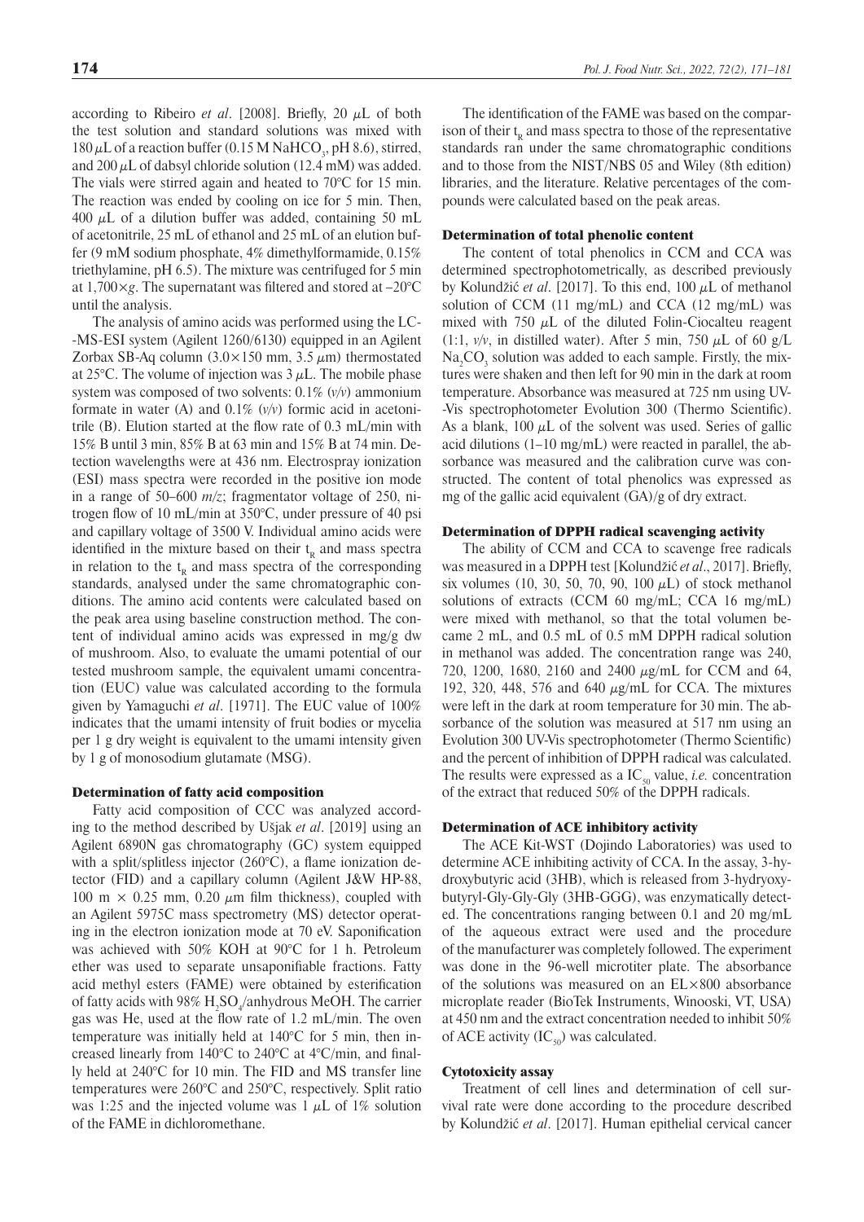according to Ribeiro *et al*. [2008]. Briefly, 20 µL of both the test solution and standard solutions was mixed with 180 µL of a reaction buffer (0.15 M $NaHCO_3$, pH 8.6), stirred, and 200 µL of dabsyl chloride solution (12.4 mM) was added. The vials were stirred again and heated to 70°C for 15 min. The reaction was ended by cooling on ice for 5 min. Then, 400 µL of a dilution buffer was added, containing 50 mL of acetonitrile, 25 mL of ethanol and 25 mL of an elution buffer (9 mM sodium phosphate, 4% dimethylformamide, 0.15% triethylamine, pH 6.5). The mixture was centrifuged for 5 min at 1,700×*g*. The supernatant was filtered and stored at –20°C until the analysis.

The analysis of amino acids was performed using the LC-MS-ESI system (Agilent 1260/6130) equipped in an Agilent Zorbax SB-Aq column (3.0×150 mm, 3.5 µm) thermostated at 25°C. The volume of injection was 3 µL. The mobile phase system was composed of two solvents: 0.1% (*v/v*) ammonium formate in water (A) and 0.1% (*v/v*) formic acid in acetonitrile (B). Elution started at the flow rate of 0.3 mL/min with 15% B until 3 min, 85% B at 63 min and 15% B at 74 min. Detection wavelengths were at 436 nm. Electrospray ionization (ESI) mass spectra were recorded in the positive ion mode in a range of 50–600 *m/z*; fragmentator voltage of 250, nitrogen flow of 10 mL/min at 350°C, under pressure of 40 psi and capillary voltage of 3500 V. Individual amino acids were identified in the mixture based on their $t_R$ and mass spectra in relation to the $t_R$ and mass spectra of the corresponding standards, analysed under the same chromatographic conditions. The amino acid contents were calculated based on the peak area using baseline construction method. The content of individual amino acids was expressed in mg/g dw of mushroom. Also, to evaluate the umami potential of our tested mushroom sample, the equivalent umami concentration (EUC) value was calculated according to the formula given by Yamaguchi *et al*. [1971]. The EUC value of 100% indicates that the umami intensity of fruit bodies or mycelia per 1 g dry weight is equivalent to the umami intensity given by 1 g of monosodium glutamate (MSG).

### Determination of fatty acid composition

Fatty acid composition of CCC was analyzed according to the method described by Ušjak *et al*. [2019] using an Agilent 6890N gas chromatography (GC) system equipped with a split/splitless injector (260°C), a flame ionization detector (FID) and a capillary column (Agilent J&W HP-88, 100 m × 0.25 mm, 0.20 µm film thickness), coupled with an Agilent 5975C mass spectrometry (MS) detector operating in the electron ionization mode at 70 eV. Saponification was achieved with 50% KOH at 90°C for 1 h. Petroleum ether was used to separate unsaponifiable fractions. Fatty acid methyl esters (FAME) were obtained by esterification of fatty acids with 98% $H_2SO_4$/anhydrous MeOH. The carrier gas was He, used at the flow rate of 1.2 mL/min. The oven temperature was initially held at 140°C for 5 min, then increased linearly from 140°C to 240°C at 4°C/min, and finally held at 240°C for 10 min. The FID and MS transfer line temperatures were 260°C and 250°C, respectively. Split ratio was 1:25 and the injected volume was 1 µL of 1% solution of the FAME in dichloromethane.

The identification of the FAME was based on the comparison of their $t_R$ and mass spectra to those of the representative standards ran under the same chromatographic conditions and to those from the NIST/NBS 05 and Wiley (8th edition) libraries, and the literature. Relative percentages of the compounds were calculated based on the peak areas.

### Determination of total phenolic content

The content of total phenolics in CCM and CCA was determined spectrophotometrically, as described previously by Kolundžić *et al*. [2017]. To this end, 100 µL of methanol solution of CCM (11 mg/mL) and CCA (12 mg/mL) was mixed with 750 µL of the diluted Folin-Ciocalteu reagent (1:1, *v/v*, in distilled water). After 5 min, 750 µL of 60 g/L $Na_2CO_3$ solution was added to each sample. Firstly, the mixtures were shaken and then left for 90 min in the dark at room temperature. Absorbance was measured at 725 nm using UV-Vis spectrophotometer Evolution 300 (Thermo Scientific). As a blank, 100 µL of the solvent was used. Series of gallic acid dilutions (1–10 mg/mL) were reacted in parallel, the absorbance was measured and the calibration curve was constructed. The content of total phenolics was expressed as mg of the gallic acid equivalent (GA)/g of dry extract.

### Determination of DPPH radical scavenging activity

The ability of CCM and CCA to scavenge free radicals was measured in a DPPH test [Kolundžić *et al*., 2017]. Briefly, six volumes (10, 30, 50, 70, 90, 100 µL) of stock methanol solutions of extracts (CCM 60 mg/mL; CCA 16 mg/mL) were mixed with methanol, so that the total volumen became 2 mL, and 0.5 mL of 0.5 mM DPPH radical solution in methanol was added. The concentration range was 240, 720, 1200, 1680, 2160 and 2400 µg/mL for CCM and 64, 192, 320, 448, 576 and 640 µg/mL for CCA. The mixtures were left in the dark at room temperature for 30 min. The absorbance of the solution was measured at 517 nm using an Evolution 300 UV-Vis spectrophotometer (Thermo Scientific) and the percent of inhibition of DPPH radical was calculated. The results were expressed as a $IC_{50}$ value, *i.e.* concentration of the extract that reduced 50% of the DPPH radicals.

### Determination of ACE inhibitory activity

The ACE Kit-WST (Dojindo Laboratories) was used to determine ACE inhibiting activity of CCA. In the assay, 3-hydroxybutyric acid (3HB), which is released from 3-hydryoxybutyryl-Gly-Gly-Gly (3HB-GGG), was enzymatically detected. The concentrations ranging between 0.1 and 20 mg/mL of the aqueous extract were used and the procedure of the manufacturer was completely followed. The experiment was done in the 96-well microtiter plate. The absorbance of the solutions was measured on an EL×800 absorbance microplate reader (BioTek Instruments, Winooski, VT, USA) at 450 nm and the extract concentration needed to inhibit 50% of ACE activity ($IC_{50}$) was calculated.

### Cytotoxicity assay

Treatment of cell lines and determination of cell survival rate were done according to the procedure described by Kolundžić *et al*. [2017]. Human epithelial cervical cancer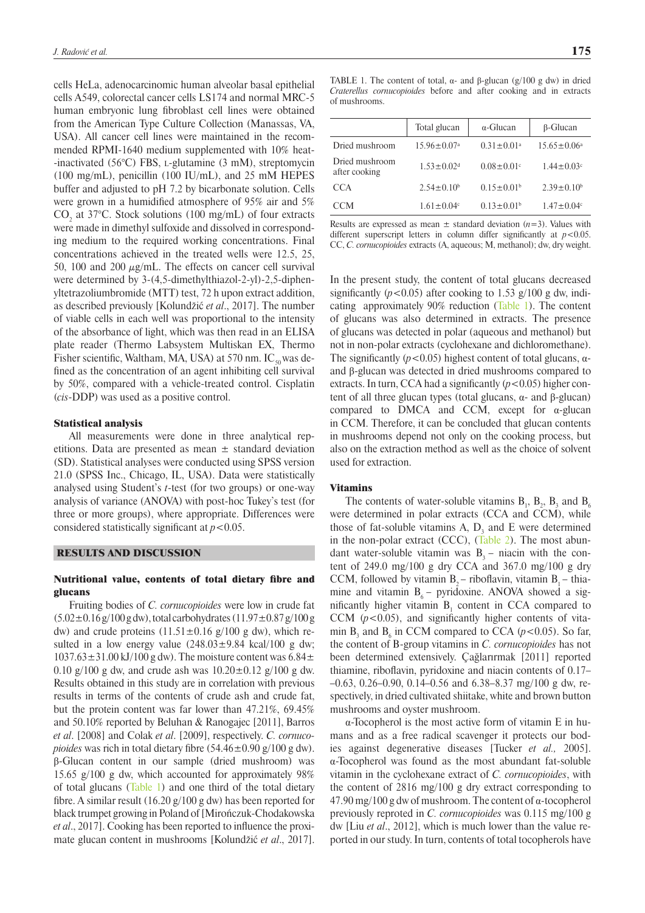cells HeLa, adenocarcinomic human alveolar basal epithelial cells A549, colorectal cancer cells LS174 and normal MRC-5 human embryonic lung fibroblast cell lines were obtained from the American Type Culture Collection (Manassas, VA, USA). All cancer cell lines were maintained in the recommended RPMI-1640 medium supplemented with 10% heat-inactivated (56°C) FBS, L-glutamine (3 mM), streptomycin (100 mg/mL), penicillin (100 IU/mL), and 25 mM HEPES buffer and adjusted to pH 7.2 by bicarbonate solution. Cells were grown in a humidified atmosphere of 95% air and 5% $CO_2$ at 37°C. Stock solutions (100 mg/mL) of four extracts were made in dimethyl sulfoxide and dissolved in corresponding medium to the required working concentrations. Final concentrations achieved in the treated wells were 12.5, 25, 50, 100 and 200 $\mu$g/mL. The effects on cancer cell survival were determined by 3-(4,5-dimethylthiazol-2-yl)-2,5-diphenyltetrazoliumbromide (MTT) test, 72 h upon extract addition, as described previously [Kolundžić *et al*., 2017]. The number of viable cells in each well was proportional to the intensity of the absorbance of light, which was then read in an ELISA plate reader (Thermo Labsystem Multiskan EX, Thermo Fisher scientific, Waltham, MA, USA) at 570 nm. $IC_{50}$ was defined as the concentration of an agent inhibiting cell survival by 50%, compared with a vehicle-treated control. Cisplatin (*cis*-DDP) was used as a positive control.

### Statistical analysis

All measurements were done in three analytical repetitions. Data are presented as mean ± standard deviation (SD). Statistical analyses were conducted using SPSS version 21.0 (SPSS Inc., Chicago, IL, USA). Data were statistically analysed using Student's *t*-test (for two groups) or one-way analysis of variance (ANOVA) with post-hoc Tukey's test (for three or more groups), where appropriate. Differences were considered statistically significant at $p<0.05$.

## RESULTS AND DISCUSSION

### Nutritional value, contents of total dietary fibre and glucans

Fruiting bodies of *C. cornucopioides* were low in crude fat (5.02±0.16 g/100 g dw), total carbohydrates (11.97±0.87 g/100 g dw) and crude proteins (11.51±0.16 g/100 g dw), which resulted in a low energy value (248.03±9.84 kcal/100 g dw; 1037.63±31.00 kJ/100 g dw). The moisture content was 6.84±0.10 g/100 g dw, and crude ash was 10.20±0.12 g/100 g dw. Results obtained in this study are in correlation with previous results in terms of the contents of crude ash and crude fat, but the protein content was far lower than 47.21%, 69.45% and 50.10% reported by Beluhan & Ranogajec [2011], Barros *et al*. [2008] and Colak *et al*. [2009], respectively. *C. cornucopioides* was rich in total dietary fibre (54.46±0.90 g/100 g dw). β-Glucan content in our sample (dried mushroom) was 15.65 g/100 g dw, which accounted for approximately 98% of total glucans (Table 1) and one third of the total dietary fibre. A similar result (16.20 g/100 g dw) has been reported for black trumpet growing in Poland of [Mirończuk-Chodakowska *et al*., 2017]. Cooking has been reported to influence the proximate glucan content in mushrooms [Kolundžić *et al*., 2017].

TABLE 1. The content of total, α- and β-glucan (g/100 g dw) in dried *Craterellus cornucopioides* before and after cooking and in extracts of mushrooms.

| | Total glucan | α-Glucan | β-Glucan |
|---|---|---|---|
| Dried mushroom | 15.96±0.07[a] | 0.31±0.01[a] | 15.65±0.06[a] |
| Dried mushroom after cooking | 1.53±0.02[d] | 0.08±0.01[c] | 1.44±0.03[c] |
| CCA | 2.54±0.10[b] | 0.15±0.01[b] | 2.39±0.10[b] |
| CCM | 1.61±0.04[c] | 0.13±0.01[b] | 1.47±0.04[c] |

Results are expressed as mean ± standard deviation ($n=3$). Values with different superscript letters in column differ significantly at $p<0.05$. CC, *C. cornucopioides* extracts (A, aqueous; M, methanol); dw, dry weight.

In the present study, the content of total glucans decreased significantly ($p<0.05$) after cooking to 1.53 g/100 g dw, indicating approximately 90% reduction (Table 1). The content of glucans was also determined in extracts. The presence of glucans was detected in polar (aqueous and methanol) but not in non-polar extracts (cyclohexane and dichloromethane). The significantly ($p<0.05$) highest content of total glucans, α- and β-glucan was detected in dried mushrooms compared to extracts. In turn, CCA had a significantly ($p<0.05$) higher content of all three glucan types (total glucans, α- and β-glucan) compared to DMCA and CCM, except for α-glucan in CCM. Therefore, it can be concluded that glucan contents in mushrooms depend not only on the cooking process, but also on the extraction method as well as the choice of solvent used for extraction.

### Vitamins

The contents of water-soluble vitamins $B_1$, $B_2$, $B_3$ and $B_6$ were determined in polar extracts (CCA and CCM), while those of fat-soluble vitamins A, $D_3$ and E were determined in the non-polar extract (CCC), (Table 2). The most abundant water-soluble vitamin was $B_3$ – niacin with the content of 249.0 mg/100 g dry CCA and 367.0 mg/100 g dry CCM, followed by vitamin $B_2$ – riboflavin, vitamin $B_1$ – thiamine and vitamin $B_6$ – pyridoxine. ANOVA showed a significantly higher vitamin $B_1$ content in CCA compared to CCM ($p<0.05$), and significantly higher contents of vitamin $B_3$ and $B_6$ in CCM compared to CCA ($p<0.05$). So far, the content of B-group vitamins in *C. cornucopioides* has not been determined extensively. Çağlarırmak [2011] reported thiamine, riboflavin, pyridoxine and niacin contents of 0.17–0.63, 0.26–0.90, 0.14–0.56 and 6.38–8.37 mg/100 g dw, respectively, in dried cultivated shiitake, white and brown button mushrooms and oyster mushroom.

α-Tocopherol is the most active form of vitamin E in humans and as a free radical scavenger it protects our bodies against degenerative diseases [Tucker *et al.,* 2005]. α-Tocopherol was found as the most abundant fat-soluble vitamin in the cyclohexane extract of *C. cornucopioides*, with the content of 2816 mg/100 g dry extract corresponding to 47.90 mg/100 g dw of mushroom. The content of α-tocopherol previously reproted in *C. cornucopioides* was 0.115 mg/100 g dw [Liu *et al*., 2012], which is much lower than the value reported in our study. In turn, contents of total tocopherols have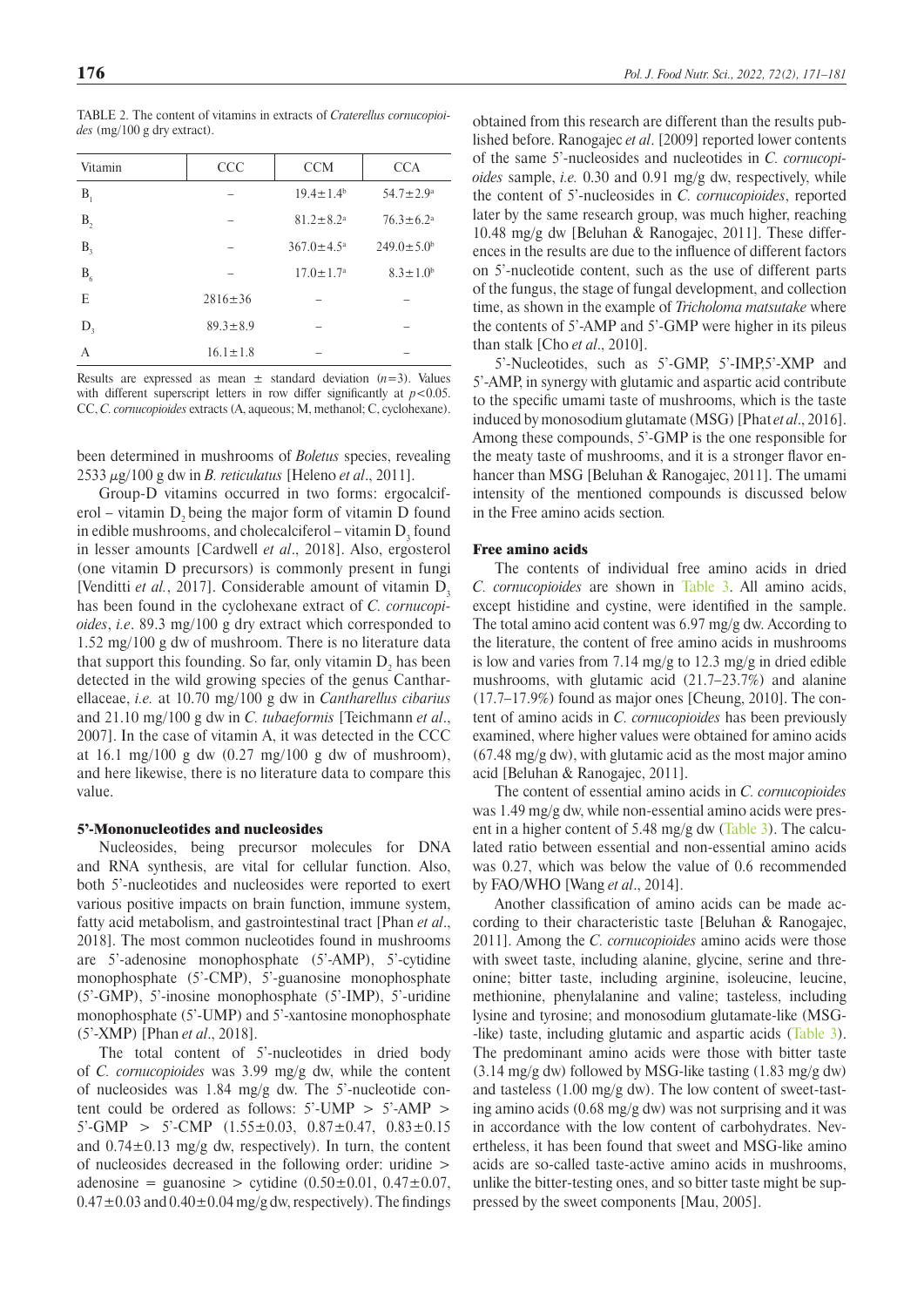TABLE 2. The content of vitamins in extracts of *Craterellus cornucopioides* (mg/100 g dry extract).

| Vitamin | CCC | CCM | CCA |
|---|---|---|---|
| $B_1$ | – | 19.4±1.4[b] | 54.7±2.9[a] |
| $B_2$ | – | 81.2±8.2[a] | 76.3±6.2[a] |
| $B_3$ | – | 367.0±4.5[a] | 249.0±5.0[b] |
| $B_6$ | – | 17.0±1.7[a] | 8.3±1.0[b] |
| E | 2816±36 | – | – |
| $D_3$ | 89.3±8.9 | – | – |
| A | 16.1±1.8 | – | – |

Results are expressed as mean ± standard deviation ($n$=3). Values with different superscript letters in row differ significantly at $p$<0.05. CC, *C. cornucopioides* extracts (A, aqueous; M, methanol; C, cyclohexane).

been determined in mushrooms of *Boletus* species, revealing 2533 μg/100 g dw in *B. reticulatus* [Heleno *et al*., 2011].

Group-D vitamins occurred in two forms: ergocalciferol – vitamin $D_2$ being the major form of vitamin D found in edible mushrooms, and cholecalciferol – vitamin $D_3$ found in lesser amounts [Cardwell *et al*., 2018]. Also, ergosterol (one vitamin D precursors) is commonly present in fungi [Venditti *et al.*, 2017]. Considerable amount of vitamin $D_3$ has been found in the cyclohexane extract of *C. cornucopioides*, *i.e*. 89.3 mg/100 g dry extract which corresponded to 1.52 mg/100 g dw of mushroom. There is no literature data that support this founding. So far, only vitamin $D_2$ has been detected in the wild growing species of the genus Cantharellaceae, *i.e.* at 10.70 mg/100 g dw in *Cantharellus cibarius* and 21.10 mg/100 g dw in *C. tubaeformis* [Teichmann *et al*., 2007]. In the case of vitamin A, it was detected in the CCC at 16.1 mg/100 g dw (0.27 mg/100 g dw of mushroom), and here likewise, there is no literature data to compare this value.

### 5'-Mononucleotides and nucleosides

Nucleosides, being precursor molecules for DNA and RNA synthesis, are vital for cellular function. Also, both 5'-nucleotides and nucleosides were reported to exert various positive impacts on brain function, immune system, fatty acid metabolism, and gastrointestinal tract [Phan *et al*., 2018]. The most common nucleotides found in mushrooms are 5'-adenosine monophosphate (5'-AMP), 5'-cytidine monophosphate (5'-CMP), 5'-guanosine monophosphate (5'-GMP), 5'-inosine monophosphate (5'-IMP), 5'-uridine monophosphate (5'-UMP) and 5'-xantosine monophosphate (5'-XMP) [Phan *et al*., 2018].

The total content of 5'-nucleotides in dried body of *C. cornucopioides* was 3.99 mg/g dw, while the content of nucleosides was 1.84 mg/g dw. The 5'-nucleotide content could be ordered as follows: 5'-UMP > 5'-AMP > 5'-GMP > 5'-CMP (1.55±0.03, 0.87±0.47, 0.83±0.15 and 0.74±0.13 mg/g dw, respectively). In turn, the content of nucleosides decreased in the following order: uridine > adenosine = guanosine > cytidine (0.50±0.01, 0.47±0.07, 0.47±0.03 and 0.40±0.04 mg/g dw, respectively). The findings obtained from this research are different than the results published before. Ranogajec *et al*. [2009] reported lower contents of the same 5'-nucleosides and nucleotides in *C. cornucopioides* sample, *i.e.* 0.30 and 0.91 mg/g dw, respectively, while the content of 5'-nucleosides in *C. cornucopioides*, reported later by the same research group, was much higher, reaching 10.48 mg/g dw [Beluhan & Ranogajec, 2011]. These differences in the results are due to the influence of different factors on 5'-nucleotide content, such as the use of different parts of the fungus, the stage of fungal development, and collection time, as shown in the example of *Tricholoma matsutake* where the contents of 5'-AMP and 5'-GMP were higher in its pileus than stalk [Cho *et al*., 2010].

5'-Nucleotides, such as 5'-GMP, 5'-IMP,5'-XMP and 5'-AMP, in synergy with glutamic and aspartic acid contribute to the specific umami taste of mushrooms, which is the taste induced by monosodium glutamate (MSG) [Phat *et al*., 2016]. Among these compounds, 5'-GMP is the one responsible for the meaty taste of mushrooms, and it is a stronger flavor enhancer than MSG [Beluhan & Ranogajec, 2011]. The umami intensity of the mentioned compounds is discussed below in the Free amino acids section*.*

### Free amino acids

The contents of individual free amino acids in dried *C. cornucopioides* are shown in Table 3. All amino acids, except histidine and cystine, were identified in the sample. The total amino acid content was 6.97 mg/g dw. According to the literature, the content of free amino acids in mushrooms is low and varies from 7.14 mg/g to 12.3 mg/g in dried edible mushrooms, with glutamic acid (21.7–23.7%) and alanine (17.7–17.9%) found as major ones [Cheung, 2010]. The content of amino acids in *C. cornucopioides* has been previously examined, where higher values were obtained for amino acids (67.48 mg/g dw), with glutamic acid as the most major amino acid [Beluhan & Ranogajec, 2011].

The content of essential amino acids in *C. cornucopioides* was 1.49 mg/g dw, while non-essential amino acids were present in a higher content of 5.48 mg/g dw (Table 3). The calculated ratio between essential and non-essential amino acids was 0.27, which was below the value of 0.6 recommended by FAO/WHO [Wang *et al*., 2014].

Another classification of amino acids can be made according to their characteristic taste [Beluhan & Ranogajec, 2011]. Among the *C. cornucopioides* amino acids were those with sweet taste, including alanine, glycine, serine and threonine; bitter taste, including arginine, isoleucine, leucine, methionine, phenylalanine and valine; tasteless, including lysine and tyrosine; and monosodium glutamate-like (MSG-like) taste, including glutamic and aspartic acids (Table 3). The predominant amino acids were those with bitter taste (3.14 mg/g dw) followed by MSG-like tasting (1.83 mg/g dw) and tasteless (1.00 mg/g dw). The low content of sweet-tasting amino acids (0.68 mg/g dw) was not surprising and it was in accordance with the low content of carbohydrates. Nevertheless, it has been found that sweet and MSG-like amino acids are so-called taste-active amino acids in mushrooms, unlike the bitter-testing ones, and so bitter taste might be suppressed by the sweet components [Mau, 2005].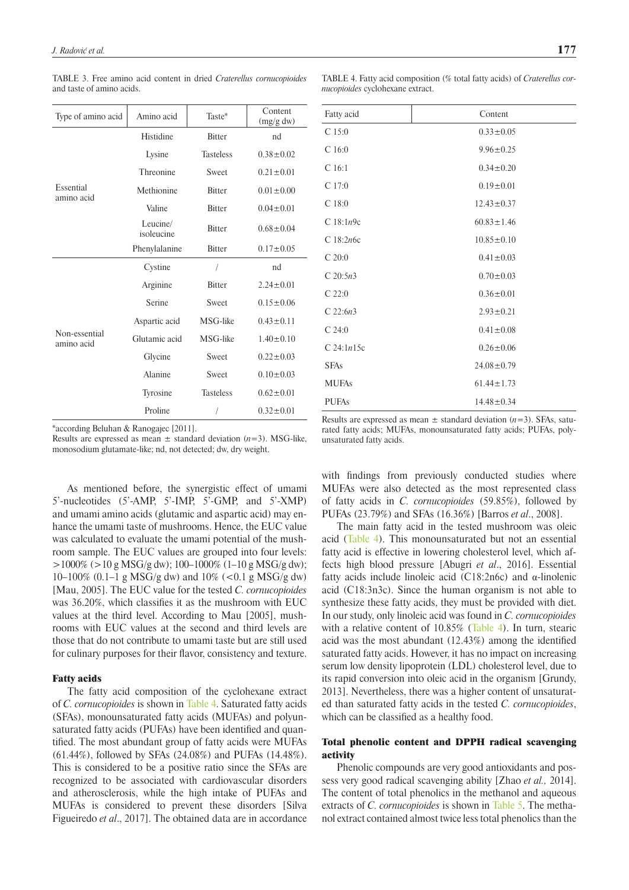TABLE 3. Free amino acid content in dried *Craterellus cornucopioides* and taste of amino acids.

| Type of amino acid | Amino acid | Taste* | Content (mg/g dw) |
|---|---|---|---|
| Essential amino acid | Histidine | Bitter | nd |
| | Lysine | Tasteless | 0.38±0.02 |
| | Threonine | Sweet | 0.21±0.01 |
| | Methionine | Bitter | 0.01±0.00 |
| | Valine | Bitter | 0.04±0.01 |
| | Leucine/isoleucine | Bitter | 0.68±0.04 |
| | Phenylalanine | Bitter | 0.17±0.05 |
| Non-essential amino acid | Cystine | / | nd |
| | Arginine | Bitter | 2.24±0.01 |
| | Serine | Sweet | 0.15±0.06 |
| | Aspartic acid | MSG-like | 0.43±0.11 |
| | Glutamic acid | MSG-like | 1.40±0.10 |
| | Glycine | Sweet | 0.22±0.03 |
| | Alanine | Sweet | 0.10±0.03 |
| | Tyrosine | Tasteless | 0.62±0.01 |
| | Proline | / | 0.32±0.01 |

*according Beluhan & Ranogajec [2011].
Results are expressed as mean ± standard deviation ($n$=3). MSG-like, monosodium glutamate-like; nd, not detected; dw, dry weight.

As mentioned before, the synergistic effect of umami 5'-nucleotides (5'-AMP, 5'-IMP, 5'-GMP, and 5'-XMP) and umami amino acids (glutamic and aspartic acid) may enhance the umami taste of mushrooms. Hence, the EUC value was calculated to evaluate the umami potential of the mushroom sample. The EUC values are grouped into four levels: >1000% (>10 g MSG/g dw); 100–1000% (1–10 g MSG/g dw); 10–100% (0.1–1 g MSG/g dw) and 10% (<0.1 g MSG/g dw) [Mau, 2005]. The EUC value for the tested *C. cornucopioides* was 36.20%, which classifies it as the mushroom with EUC values at the third level. According to Mau [2005], mushrooms with EUC values at the second and third levels are those that do not contribute to umami taste but are still used for culinary purposes for their flavor, consistency and texture.

## Fatty acids

The fatty acid composition of the cyclohexane extract of *C. cornucopioides* is shown in Table 4. Saturated fatty acids (SFAs), monounsaturated fatty acids (MUFAs) and polyunsaturated fatty acids (PUFAs) have been identified and quantified. The most abundant group of fatty acids were MUFAs (61.44%), followed by SFAs (24.08%) and PUFAs (14.48%). This is considered to be a positive ratio since the SFAs are recognized to be associated with cardiovascular disorders and atherosclerosis, while the high intake of PUFAs and MUFAs is considered to prevent these disorders [Silva Figueiredo *et al*., 2017]. The obtained data are in accordance with findings from previously conducted studies where MUFAs were also detected as the most represented class of fatty acids in *C. cornucopioides* (59.85%), followed by PUFAs (23.79%) and SFAs (16.36%) [Barros *et al*., 2008].

TABLE 4. Fatty acid composition (% total fatty acids) of *Craterellus cornucopioides* cyclohexane extract.

| Fatty acid | Content |
|---|---|
| C 15:0 | 0.33±0.05 |
| C 16:0 | 9.96±0.25 |
| C 16:1 | 0.34±0.20 |
| C 17:0 | 0.19±0.01 |
| C 18:0 | 12.43±0.37 |
| C 18:1*n*9c | 60.83±1.46 |
| C 18:2*n*6c | 10.85±0.10 |
| C 20:0 | 0.41±0.03 |
| C 20:5*n*3 | 0.70±0.03 |
| C 22:0 | 0.36±0.01 |
| C 22:6*n*3 | 2.93±0.21 |
| C 24:0 | 0.41±0.08 |
| C 24:1*n*15c | 0.26±0.06 |
| SFAs | 24.08±0.79 |
| MUFAs | 61.44±1.73 |
| PUFAs | 14.48±0.34 |

Results are expressed as mean ± standard deviation ($n$=3). SFAs, saturated fatty acids; MUFAs, monounsaturated fatty acids; PUFAs, polyunsaturated fatty acids.

The main fatty acid in the tested mushroom was oleic acid (Table 4). This monounsaturated but not an essential fatty acid is effective in lowering cholesterol level, which affects high blood pressure [Abugri *et al*., 2016]. Essential fatty acids include linoleic acid (C18:2n6c) and α-linolenic acid (C18:3n3c). Since the human organism is not able to synthesize these fatty acids, they must be provided with diet. In our study, only linoleic acid was found in *C. cornucopioides* with a relative content of 10.85% (Table 4). In turn, stearic acid was the most abundant (12.43%) among the identified saturated fatty acids. However, it has no impact on increasing serum low density lipoprotein (LDL) cholesterol level, due to its rapid conversion into oleic acid in the organism [Grundy, 2013]. Nevertheless, there was a higher content of unsaturated than saturated fatty acids in the tested *C. cornucopioides*, which can be classified as a healthy food.

## Total phenolic content and DPPH radical scavenging activity

Phenolic compounds are very good antioxidants and possess very good radical scavenging ability [Zhao *et al.,* 2014]. The content of total phenolics in the methanol and aqueous extracts of *C. cornucopioides* is shown in Table 5. The methanol extract contained almost twice less total phenolics than the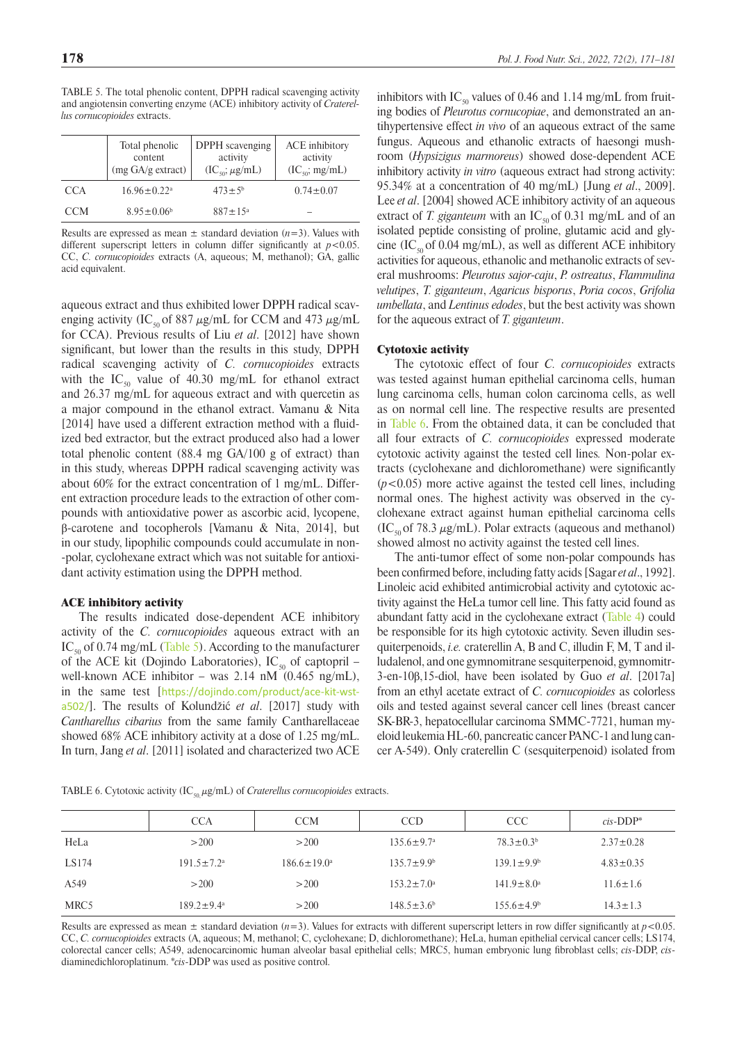TABLE 5. The total phenolic content, DPPH radical scavenging activity and angiotensin converting enzyme (ACE) inhibitory activity of *Craterellus cornucopioides* extracts.

| | Total phenolic content (mg GA/g extract) | DPPH scavenging activity ($IC_{50}$; μg/mL) | ACE inhibitory activity ($IC_{50}$; mg/mL) |
|---|---|---|---|
| CCA | 16.96±0.22[a] | 473±5[b] | 0.74±0.07 |
| CCM | 8.95±0.06[b] | 887±15[a] | – |

Results are expressed as mean ± standard deviation ($n$=3). Values with different superscript letters in column differ significantly at $p<0.05$. CC, *C. cornucopioides* extracts (A, aqueous; M, methanol); GA, gallic acid equivalent.

aqueous extract and thus exhibited lower DPPH radical scavenging activity ($IC_{50}$ of 887 μg/mL for CCM and 473 μg/mL for CCA). Previous results of Liu *et al*. [2012] have shown significant, but lower than the results in this study, DPPH radical scavenging activity of *C. cornucopioides* extracts with the $IC_{50}$ value of 40.30 mg/mL for ethanol extract and 26.37 mg/mL for aqueous extract and with quercetin as a major compound in the ethanol extract. Vamanu & Nita [2014] have used a different extraction method with a fluidized bed extractor, but the extract produced also had a lower total phenolic content (88.4 mg GA/100 g of extract) than in this study, whereas DPPH radical scavenging activity was about 60% for the extract concentration of 1 mg/mL. Different extraction procedure leads to the extraction of other compounds with antioxidative power as ascorbic acid, lycopene, β-carotene and tocopherols [Vamanu & Nita, 2014], but in our study, lipophilic compounds could accumulate in non-polar, cyclohexane extract which was not suitable for antioxidant activity estimation using the DPPH method.

### ACE inhibitory activity

The results indicated dose-dependent ACE inhibitory activity of the *C. cornucopioides* aqueous extract with an $IC_{50}$ of 0.74 mg/mL (Table 5). According to the manufacturer of the ACE kit (Dojindo Laboratories), $IC_{50}$ of captopril – well-known ACE inhibitor – was 2.14 nM (0.465 ng/mL), in the same test [https://dojindo.com/product/ace-kit-wst-a502/]. The results of Kolundžić *et al*. [2017] study with *Cantharellus cibarius* from the same family Cantharellaceae showed 68% ACE inhibitory activity at a dose of 1.25 mg/mL. In turn, Jang *et al*. [2011] isolated and characterized two ACE inhibitors with $IC_{50}$ values of 0.46 and 1.14 mg/mL from fruiting bodies of *Pleurotus cornucopiae*, and demonstrated an antihypertensive effect *in vivo* of an aqueous extract of the same fungus. Aqueous and ethanolic extracts of haesongi mushroom (*Hypsizigus marmoreus*) showed dose-dependent ACE inhibitory activity *in vitro* (aqueous extract had strong activity: 95.34% at a concentration of 40 mg/mL) [Jung *et al*., 2009]. Lee *et al*. [2004] showed ACE inhibitory activity of an aqueous extract of *T. giganteum* with an $IC_{50}$ of 0.31 mg/mL and of an isolated peptide consisting of proline, glutamic acid and glycine ($IC_{50}$ of 0.04 mg/mL), as well as different ACE inhibitory activities for aqueous, ethanolic and methanolic extracts of several mushrooms: *Pleurotus sajor-caju*, *P. ostreatus*, *Flammulina velutipes*, *T. giganteum*, *Agaricus bisporus*, *Poria cocos*, *Grifolia umbellata*, and *Lentinus edodes*, but the best activity was shown for the aqueous extract of *T. giganteum*.

### Cytotoxic activity

The cytotoxic effect of four *C. cornucopioides* extracts was tested against human epithelial carcinoma cells, human lung carcinoma cells, human colon carcinoma cells, as well as on normal cell line. The respective results are presented in Table 6. From the obtained data, it can be concluded that all four extracts of *C. cornucopioides* expressed moderate cytotoxic activity against the tested cell lines. Non-polar extracts (cyclohexane and dichloromethane) were significantly ($p<0.05$) more active against the tested cell lines, including normal ones. The highest activity was observed in the cyclohexane extract against human epithelial carcinoma cells ($IC_{50}$ of 78.3 μg/mL). Polar extracts (aqueous and methanol) showed almost no activity against the tested cell lines.

The anti-tumor effect of some non-polar compounds has been confirmed before, including fatty acids [Sagar *et al*., 1992]. Linoleic acid exhibited antimicrobial activity and cytotoxic activity against the HeLa tumor cell line. This fatty acid found as abundant fatty acid in the cyclohexane extract (Table 4) could be responsible for its high cytotoxic activity. Seven illudin sesquiterpenoids, *i.e.* craterellin A, B and C, illudin F, M, T and illudalenol, and one gymnomitrane sesquiterpenoid, gymnomitr-3-en-10β,15-diol, have been isolated by Guo *et al*. [2017a] from an ethyl acetate extract of *C. cornucopioides* as colorless oils and tested against several cancer cell lines (breast cancer SK-BR-3, hepatocellular carcinoma SMMC-7721, human myeloid leukemia HL-60, pancreatic cancer PANC-1 and lung cancer A-549). Only craterellin C (sesquiterpenoid) isolated from

TABLE 6. Cytotoxic activity ($IC_{50}$ μg/mL) of *Craterellus cornucopioides* extracts.

| | CCA | CCM | CCD | CCC | *cis*-DDP* |
|---|---|---|---|---|---|
| HeLa | >200 | >200 | 135.6±9.7[a] | 78.3±0.3[b] | 2.37±0.28 |
| LS174 | 191.5±7.2[a] | 186.6±19.0[a] | 135.7±9.9[b] | 139.1±9.9[b] | 4.83±0.35 |
| A549 | >200 | >200 | 153.2±7.0[a] | 141.9±8.0[a] | 11.6±1.6 |
| MRC5 | 189.2±9.4[a] | >200 | 148.5±3.6[b] | 155.6±4.9[b] | 14.3±1.3 |

Results are expressed as mean ± standard deviation ($n$=3). Values for extracts with different superscript letters in row differ significantly at $p<0.05$. CC, *C. cornucopioides* extracts (A, aqueous; M, methanol; C, cyclohexane; D, dichloromethane); HeLa, human epithelial cervical cancer cells; LS174, colorectal cancer cells; A549, adenocarcinomic human alveolar basal epithelial cells; MRC5, human embryonic lung fibroblast cells; *cis*-DDP, *cis*-diaminedichloroplatinum. **cis*-DDP was used as positive control.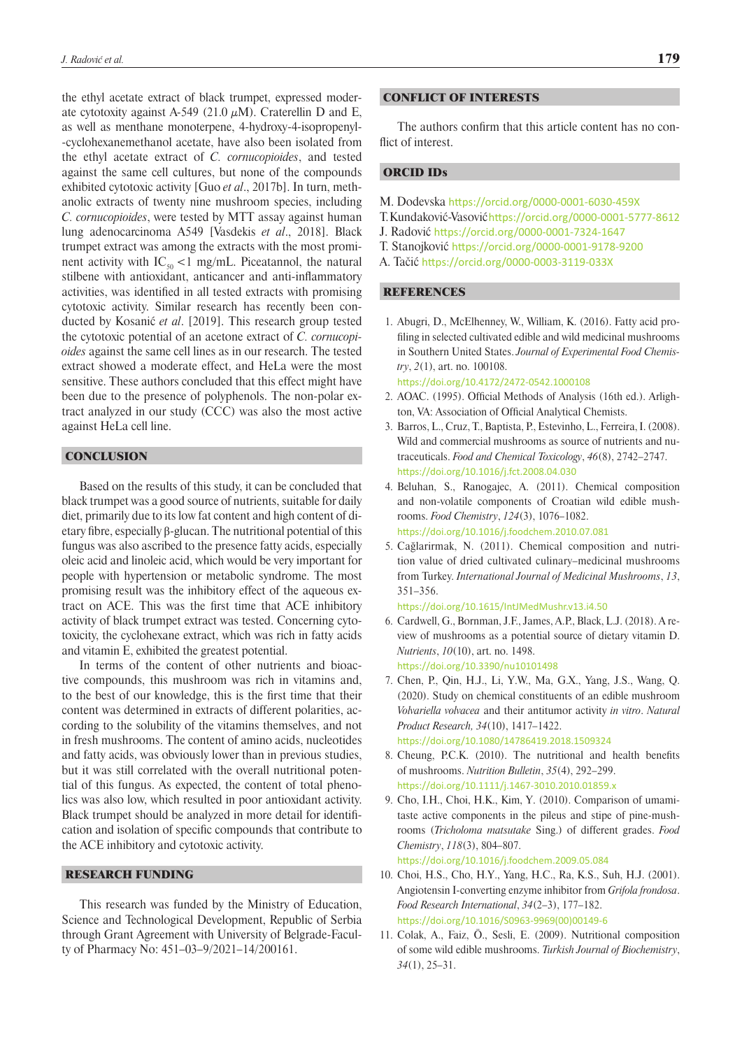the ethyl acetate extract of black trumpet, expressed moderate cytotoxicity against A-549 (21.0 μM). Craterellin D and E, as well as menthane monoterpene, 4-hydroxy-4-isopropenyl--cyclohexanemethanol acetate, have also been isolated from the ethyl acetate extract of *C. cornucopioides*, and tested against the same cell cultures, but none of the compounds exhibited cytotoxic activity [Guo *et al*., 2017b]. In turn, methanolic extracts of twenty nine mushroom species, including *C. cornucopioides*, were tested by MTT assay against human lung adenocarcinoma A549 [Vasdekis *et al*., 2018]. Black trumpet extract was among the extracts with the most prominent activity with $IC_{50}$ <1 mg/mL. Piceatannol, the natural stilbene with antioxidant, anticancer and anti-inflammatory activities, was identified in all tested extracts with promising cytotoxic activity. Similar research has recently been conducted by Kosanić *et al*. [2019]. This research group tested the cytotoxic potential of an acetone extract of *C. cornucopioides* against the same cell lines as in our research. The tested extract showed a moderate effect, and HeLa were the most sensitive. These authors concluded that this effect might have been due to the presence of polyphenols. The non-polar extract analyzed in our study (CCC) was also the most active against HeLa cell line.

## CONCLUSION

Based on the results of this study, it can be concluded that black trumpet was a good source of nutrients, suitable for daily diet, primarily due to its low fat content and high content of dietary fibre, especially β-glucan. The nutritional potential of this fungus was also ascribed to the presence fatty acids, especially oleic acid and linoleic acid, which would be very important for people with hypertension or metabolic syndrome. The most promising result was the inhibitory effect of the aqueous extract on ACE. This was the first time that ACE inhibitory activity of black trumpet extract was tested. Concerning cytotoxicity, the cyclohexane extract, which was rich in fatty acids and vitamin E, exhibited the greatest potential.

In terms of the content of other nutrients and bioactive compounds, this mushroom was rich in vitamins and, to the best of our knowledge, this is the first time that their content was determined in extracts of different polarities, according to the solubility of the vitamins themselves, and not in fresh mushrooms. The content of amino acids, nucleotides and fatty acids, was obviously lower than in previous studies, but it was still correlated with the overall nutritional potential of this fungus. As expected, the content of total phenolics was also low, which resulted in poor antioxidant activity. Black trumpet should be analyzed in more detail for identification and isolation of specific compounds that contribute to the ACE inhibitory and cytotoxic activity.

## RESEARCH FUNDING

This research was funded by the Ministry of Education, Science and Technological Development, Republic of Serbia through Grant Agreement with University of Belgrade-Faculty of Pharmacy No: 451–03–9/2021–14/200161.

## CONFLICT OF INTERESTS

The authors confirm that this article content has no conflict of interest.

## ORCID IDs

M. Dodevska https://orcid.org/0000-0001-6030-459X
T. Kundaković-Vasović https://orcid.org/0000-0001-5777-8612
J. Radović https://orcid.org/0000-0001-7324-1647
T. Stanojković https://orcid.org/0000-0001-9178-9200
A. Tačić https://orcid.org/0000-0003-3119-033X

## REFERENCES

1. Abugri, D., McElhenney, W., William, K. (2016). Fatty acid profiling in selected cultivated edible and wild medicinal mushrooms in Southern United States. *Journal of Experimental Food Chemistry*, *2*(1), art. no. 100108. https://doi.org/10.4172/2472-0542.1000108
2. AOAC. (1995). Official Methods of Analysis (16th ed.). Arlighton, VA: Association of Official Analytical Chemists.
3. Barros, L., Cruz, T., Baptista, P., Estevinho, L., Ferreira, I. (2008). Wild and commercial mushrooms as source of nutrients and nutraceuticals. *Food and Chemical Toxicology*, *46*(8), 2742–2747. https://doi.org/10.1016/j.fct.2008.04.030
4. Beluhan, S., Ranogajec, A. (2011). Chemical composition and non-volatile components of Croatian wild edible mushrooms. *Food Chemistry*, *124*(3), 1076–1082. https://doi.org/10.1016/j.foodchem.2010.07.081
5. Cağlarirmak, N. (2011). Chemical composition and nutrition value of dried cultivated culinary–medicinal mushrooms from Turkey. *International Journal of Medicinal Mushrooms*, *13*, 351–356. https://doi.org/10.1615/IntJMedMushr.v13.i4.50
6. Cardwell, G., Bornman, J.F., James, A.P., Black, L.J. (2018). A review of mushrooms as a potential source of dietary vitamin D. *Nutrients*, *10*(10), art. no. 1498. https://doi.org/10.3390/nu10101498
7. Chen, P., Qin, H.J., Li, Y.W., Ma, G.X., Yang, J.S., Wang, Q. (2020). Study on chemical constituents of an edible mushroom *Volvariella volvacea* and their antitumor activity *in vitro*. *Natural Product Research, 34*(10), 1417–1422. https://doi.org/10.1080/14786419.2018.1509324
8. Cheung, P.C.K. (2010). The nutritional and health benefits of mushrooms. *Nutrition Bulletin*, *35*(4), 292–299. https://doi.org/10.1111/j.1467-3010.2010.01859.x
9. Cho, I.H., Choi, H.K., Kim, Y. (2010). Comparison of umami-taste active components in the pileus and stipe of pine-mushrooms (*Tricholoma matsutake* Sing.) of different grades. *Food Chemistry*, *118*(3), 804–807. https://doi.org/10.1016/j.foodchem.2009.05.084
10. Choi, H.S., Cho, H.Y., Yang, H.C., Ra, K.S., Suh, H.J. (2001). Angiotensin I-converting enzyme inhibitor from *Grifola frondosa*. *Food Research International*, *34*(2–3), 177–182. https://doi.org/10.1016/S0963-9969(00)00149-6
11. Colak, A., Faiz, Ö., Sesli, E. (2009). Nutritional composition of some wild edible mushrooms. *Turkish Journal of Biochemistry*, *34*(1), 25–31.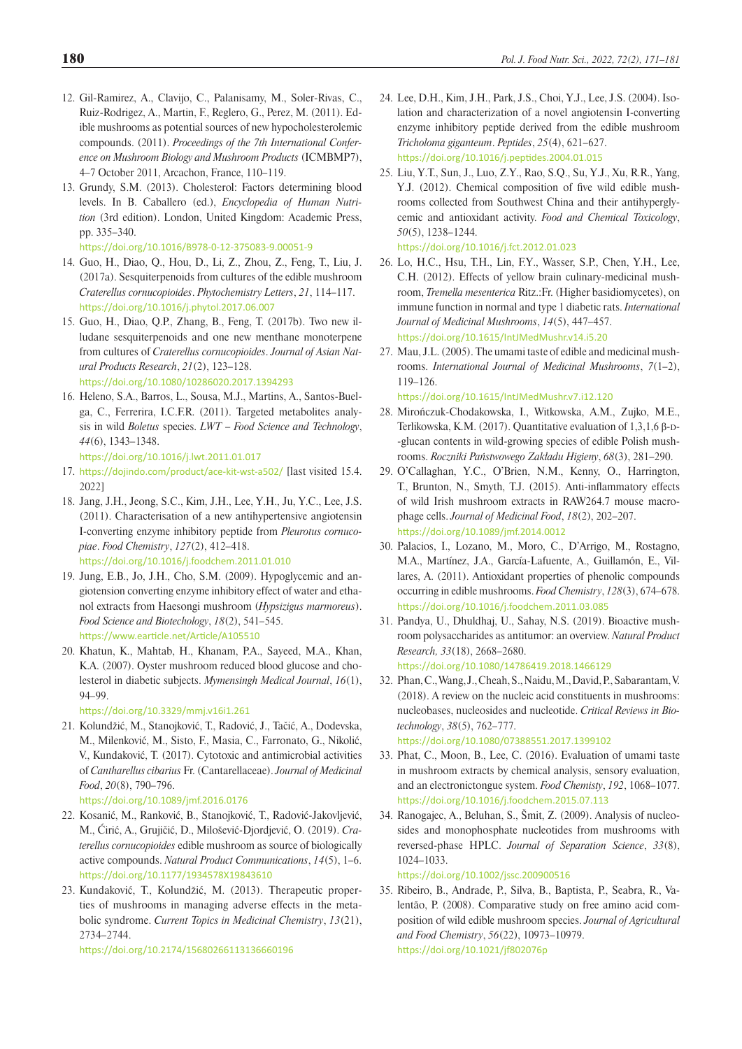12. Gil-Ramirez, A., Clavijo, C., Palanisamy, M., Soler-Rivas, C., Ruiz-Rodrigez, A., Martin, F., Reglero, G., Perez, M. (2011). Edible mushrooms as potential sources of new hypocholesterolemic compounds. (2011). *Proceedings of the 7th International Conference on Mushroom Biology and Mushroom Products* (ICMBMP7), 4–7 October 2011, Arcachon, France, 110–119.
13. Grundy, S.M. (2013). Cholesterol: Factors determining blood levels. In B. Caballero (ed.), *Encyclopedia of Human Nutrition* (3rd edition). London, United Kingdom: Academic Press, pp. 335–340. https://doi.org/10.1016/B978-0-12-375083-9.00051-9
14. Guo, H., Diao, Q., Hou, D., Li, Z., Zhou, Z., Feng, T., Liu, J. (2017a). Sesquiterpenoids from cultures of the edible mushroom *Craterellus cornucopioides*. *Phytochemistry Letters*, *21*, 114–117. https://doi.org/10.1016/j.phytol.2017.06.007
15. Guo, H., Diao, Q.P., Zhang, B., Feng, T. (2017b). Two new illudane sesquiterpenoids and one new menthane monoterpene from cultures of *Craterellus cornucopioides*. *Journal of Asian Natural Products Research*, *21*(2), 123–128. https://doi.org/10.1080/10286020.2017.1394293
16. Heleno, S.A., Barros, L., Sousa, M.J., Martins, A., Santos-Buelga, C., Ferrerira, I.C.F.R. (2011). Targeted metabolites analysis in wild *Boletus* species. *LWT – Food Science and Technology*, *44*(6), 1343–1348. https://doi.org/10.1016/j.lwt.2011.01.017
17. https://dojindo.com/product/ace-kit-wst-a502/ [last visited 15.4. 2022]
18. Jang, J.H., Jeong, S.C., Kim, J.H., Lee, Y.H., Ju, Y.C., Lee, J.S. (2011). Characterisation of a new antihypertensive angiotensin I-converting enzyme inhibitory peptide from *Pleurotus cornucopiae*. *Food Chemistry*, *127*(2), 412–418. https://doi.org/10.1016/j.foodchem.2011.01.010
19. Jung, E.B., Jo, J.H., Cho, S.M. (2009). Hypoglycemic and angiotensin converting enzyme inhibitory effect of water and ethanol extracts from Haesongi mushroom (*Hypsizigus marmoreus*). *Food Science and Biotechology*, *18*(2), 541–545. https://www.earticle.net/Article/A105510
20. Khatun, K., Mahtab, H., Khanam, P.A., Sayeed, M.A., Khan, K.A. (2007). Oyster mushroom reduced blood glucose and cholesterol in diabetic subjects. *Mymensingh Medical Journal*, *16*(1), 94–99. https://doi.org/10.3329/mmj.v16i1.261
21. Kolundžić, M., Stanojković, T., Radović, J., Tačić, A., Dodevska, M., Milenković, M., Sisto, F., Masia, C., Farronato, G., Nikolić, V., Kundaković, T. (2017). Cytotoxic and antimicrobial activities of *Cantharellus cibarius* Fr. (Cantarellaceae). *Journal of Medicinal Food*, *20*(8), 790–796. https://doi.org/10.1089/jmf.2016.0176
22. Kosanić, M., Ranković, B., Stanojković, T., Radović-Jakovljević, M., Ćirić, A., Grujičić, D., Milošević-Djordjević, O. (2019). *Craterellus cornucopioides* edible mushroom as source of biologically active compounds. *Natural Product Communications*, *14*(5), 1–6. https://doi.org/10.1177/1934578X19843610
23. Kundaković, T., Kolundžić, M. (2013). Therapeutic properties of mushrooms in managing adverse effects in the metabolic syndrome. *Current Topics in Medicinal Chemistry*, *13*(21), 2734–2744. https://doi.org/10.2174/15680266113136660196
24. Lee, D.H., Kim, J.H., Park, J.S., Choi, Y.J., Lee, J.S. (2004). Isolation and characterization of a novel angiotensin I-converting enzyme inhibitory peptide derived from the edible mushroom *Tricholoma giganteum*. *Peptides*, *25*(4), 621–627. https://doi.org/10.1016/j.peptides.2004.01.015
25. Liu, Y.T., Sun, J., Luo, Z.Y., Rao, S.Q., Su, Y.J., Xu, R.R., Yang, Y.J. (2012). Chemical composition of five wild edible mushrooms collected from Southwest China and their antihyperglycemic and antioxidant activity. *Food and Chemical Toxicology*, *50*(5), 1238–1244. https://doi.org/10.1016/j.fct.2012.01.023
26. Lo, H.C., Hsu, T.H., Lin, F.Y., Wasser, S.P., Chen, Y.H., Lee, C.H. (2012). Effects of yellow brain culinary-medicinal mushroom, *Tremella mesenterica* Ritz.:Fr. (Higher basidiomycetes), on immune function in normal and type 1 diabetic rats. *International Journal of Medicinal Mushrooms*, *14*(5), 447–457. https://doi.org/10.1615/IntJMedMushr.v14.i5.20
27. Mau, J.L. (2005). The umami taste of edible and medicinal mushrooms. *International Journal of Medicinal Mushrooms*, *7*(1–2), 119–126. https://doi.org/10.1615/IntJMedMushr.v7.i12.120
28. Mirończuk-Chodakowska, I., Witkowska, A.M., Zujko, M.E., Terlikowska, K.M. (2017). Quantitative evaluation of 1,3,1,6 β-D-glucan contents in wild-growing species of edible Polish mushrooms. *Roczniki Państwowego Zakładu Higieny*, *68*(3), 281–290.
29. O'Callaghan, Y.C., O'Brien, N.M., Kenny, O., Harrington, T., Brunton, N., Smyth, T.J. (2015). Anti-inflammatory effects of wild Irish mushroom extracts in RAW264.7 mouse macrophage cells. *Journal of Medicinal Food*, *18*(2), 202–207. https://doi.org/10.1089/jmf.2014.0012
30. Palacios, I., Lozano, M., Moro, C., D'Arrigo, M., Rostagno, M.A., Martínez, J.A., García-Lafuente, A., Guillamón, E., Villares, A. (2011). Antioxidant properties of phenolic compounds occurring in edible mushrooms. *Food Chemistry*, *128*(3), 674–678. https://doi.org/10.1016/j.foodchem.2011.03.085
31. Pandya, U., Dhuldhaj, U., Sahay, N.S. (2019). Bioactive mushroom polysaccharides as antitumor: an overview. *Natural Product Research, 33*(18), 2668–2680. https://doi.org/10.1080/14786419.2018.1466129
32. Phan, C., Wang, J., Cheah, S., Naidu, M., David, P., Sabarantam, V. (2018). A review on the nucleic acid constituents in mushrooms: nucleobases, nucleosides and nucleotide. *Critical Reviews in Biotechnology*, *38*(5), 762–777. https://doi.org/10.1080/07388551.2017.1399102
33. Phat, C., Moon, B., Lee, C. (2016). Evaluation of umami taste in mushroom extracts by chemical analysis, sensory evaluation, and an electronictongue system. *Food Chemisty*, *192*, 1068–1077. https://doi.org/10.1016/j.foodchem.2015.07.113
34. Ranogajec, A., Beluhan, S., Šmit, Z. (2009). Analysis of nucleosides and monophosphate nucleotides from mushrooms with reversed-phase HPLC. *Journal of Separation Science*, *33*(8), 1024–1033. https://doi.org/10.1002/jssc.200900516
35. Ribeiro, B., Andrade, P., Silva, B., Baptista, P., Seabra, R., Valentão, P. (2008). Comparative study on free amino acid composition of wild edible mushroom species. *Journal of Agricultural and Food Chemistry*, *56*(22), 10973–10979. https://doi.org/10.1021/jf802076p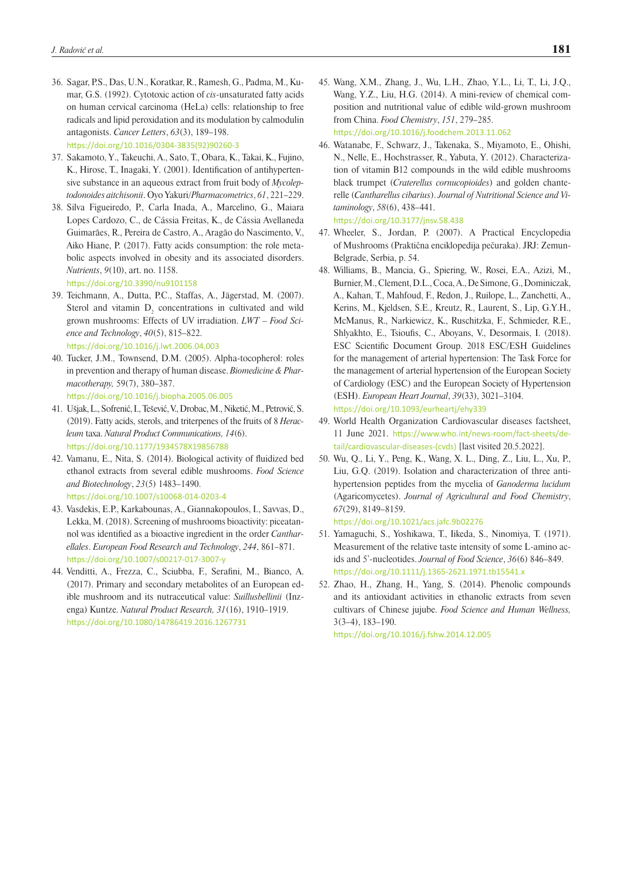36. Sagar, P.S., Das, U.N., Koratkar, R., Ramesh, G., Padma, M., Kumar, G.S. (1992). Cytotoxic action of *cis*-unsaturated fatty acids on human cervical carcinoma (HeLa) cells: relationship to free radicals and lipid peroxidation and its modulation by calmodulin antagonists. *Cancer Letters*, *63*(3), 189–198.
https://doi.org/10.1016/0304-3835(92)90260-3
37. Sakamoto, Y., Takeuchi, A., Sato, T., Obara, K., Takai, K., Fujino, K., Hirose, T., Inagaki, Y. (2001). Identification of antihypertensive substance in an aqueous extract from fruit body of *Mycoleptodonoides aitchisonii*. Oyo Yakuri/*Pharmacometrics*, *61*, 221–229.
38. Silva Figueiredo, P., Carla Inada, A., Marcelino, G., Maiara Lopes Cardozo, C., de Cássia Freitas, K., de Cássia Avellaneda Guimarães, R., Pereira de Castro, A., Aragão do Nascimento, V., Aiko Hiane, P. (2017). Fatty acids consumption: the role metabolic aspects involved in obesity and its associated disorders. *Nutrients*, *9*(10), art. no. 1158.
https://doi.org/10.3390/nu9101158
39. Teichmann, A., Dutta, P.C., Staffas, A., Jägerstad, M. (2007). Sterol and vitamin $D_2$ concentrations in cultivated and wild grown mushrooms: Effects of UV irradiation. *LWT – Food Science and Technology*, *40*(5), 815–822.
https://doi.org/10.1016/j.lwt.2006.04.003
40. Tucker, J.M., Townsend, D.M. (2005). Alpha-tocopherol: roles in prevention and therapy of human disease. *Biomedicine & Pharmacotherapy,* 59(7), 380–387.
https://doi.org/10.1016/j.biopha.2005.06.005
41. Ušjak, L., Sofrenić, I., Tešević, V., Drobac, M., Niketić, M., Petrović, S. (2019). Fatty acids, sterols, and triterpenes of the fruits of 8 *Heracleum* taxa. *Natural Product Communications, 14*(6).
https://doi.org/10.1177/1934578X19856788
42. Vamanu, E., Nita, S. (2014). Biological activity of fluidized bed ethanol extracts from several edible mushrooms. *Food Science and Biotechnology*, *23*(5) 1483–1490.
https://doi.org/10.1007/s10068-014-0203-4
43. Vasdekis, E.P., Karkabounas, A., Giannakopoulos, I., Savvas, D., Lekka, M. (2018). Screening of mushrooms bioactivity: piceatannol was identified as a bioactive ingredient in the order *Cantharellales*. *European Food Research and Technology*, *244*, 861–871.
https://doi.org/10.1007/s00217-017-3007-y
44. Venditti, A., Frezza, C., Sciubba, F., Serafini, M., Bianco, A. (2017). Primary and secondary metabolites of an European edible mushroom and its nutraceutical value: *Suillusbellinii* (Inzenga) Kuntze. *Natural Product Research, 31*(16), 1910–1919.
https://doi.org/10.1080/14786419.2016.1267731
45. Wang, X.M., Zhang, J., Wu, L.H., Zhao, Y.L., Li, T., Li, J.Q., Wang, Y.Z., Liu, H.G. (2014). A mini-review of chemical composition and nutritional value of edible wild-grown mushroom from China. *Food Chemistry*, *151*, 279–285.
https://doi.org/10.1016/j.foodchem.2013.11.062
46. Watanabe, F., Schwarz, J., Takenaka, S., Miyamoto, E., Ohishi, N., Nelle, E., Hochstrasser, R., Yabuta, Y. (2012). Characterization of vitamin B12 compounds in the wild edible mushrooms black trumpet (*Craterellus cornucopioides*) and golden chanterelle (*Cantharellus cibarius*). *Journal of Nutritional Science and Vitaminology*, *58*(6), 438–441.
https://doi.org/10.3177/jnsv.58.438
47. Wheeler, S., Jordan, P. (2007). A Practical Encyclopedia of Mushrooms (Praktična enciklopedija pečuraka). JRJ: Zemun-Belgrade, Serbia, p. 54.
48. Williams, B., Mancia, G., Spiering, W., Rosei, E.A., Azizi, M., Burnier, M., Clement, D.L., Coca, A., De Simone, G., Dominiczak, A., Kahan, T., Mahfoud, F., Redon, J., Ruilope, L., Zanchetti, A., Kerins, M., Kjeldsen, S.E., Kreutz, R., Laurent, S., Lip, G.Y.H., McManus, R., Narkiewicz, K., Ruschitzka, F., Schmieder, R.E., Shlyakhto, E., Tsioufis, C., Aboyans, V., Desormais, I. (2018). ESC Scientific Document Group. 2018 ESC/ESH Guidelines for the management of arterial hypertension: The Task Force for the management of arterial hypertension of the European Society of Cardiology (ESC) and the European Society of Hypertension (ESH). *European Heart Journal*, *39*(33), 3021–3104.
https://doi.org/10.1093/eurheartj/ehy339
49. World Health Organization Cardiovascular diseases factsheet, 11 June 2021. https://www.who.int/news-room/fact-sheets/detail/cardiovascular-diseases-(cvds) [last visited 20.5.2022].
50. Wu, Q., Li, Y., Peng, K., Wang, X. L., Ding, Z., Liu, L., Xu, P., Liu, G.Q. (2019). Isolation and characterization of three antihypertension peptides from the mycelia of *Ganoderma lucidum* (Agaricomycetes). *Journal of Agricultural and Food Chemistry*, *67*(29), 8149–8159.
https://doi.org/10.1021/acs.jafc.9b02276
51. Yamaguchi, S., Yoshikawa, T., Iikeda, S., Ninomiya, T. (1971). Measurement of the relative taste intensity of some L-amino acids and 5'-nucleotides. *Journal of Food Science*, *36*(6) 846–849.
https://doi.org/10.1111/j.1365-2621.1971.tb15541.x
52. Zhao, H., Zhang, H., Yang, S. (2014). Phenolic compounds and its antioxidant activities in ethanolic extracts from seven cultivars of Chinese jujube. *Food Science and Human Wellness,* 3(3–4), 183–190.
https://doi.org/10.1016/j.fshw.2014.12.005